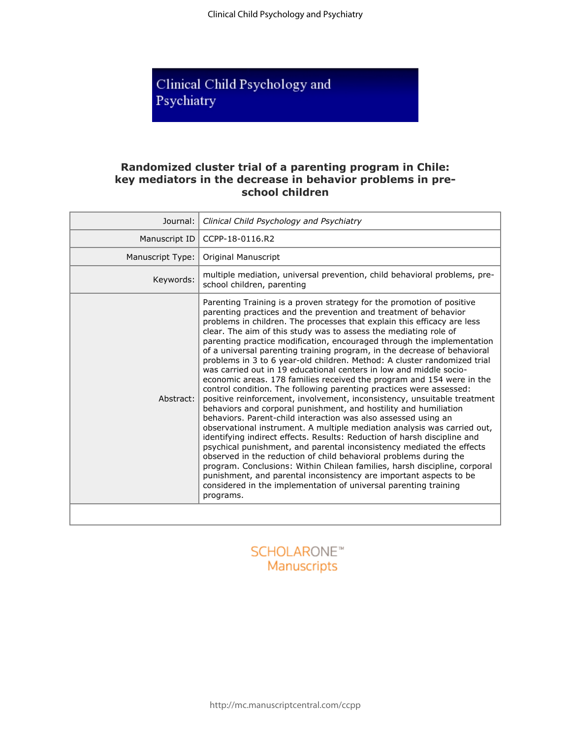# Randomized cluster trial of a parenting program in Chile: key mediators in the decrease in behavior problems in pre-school children

| | |
|---|---|
| Journal: | *Clinical Child Psychology and Psychiatry* |
| Manuscript ID | CCPP-18-0116.R2 |
| Manuscript Type: | Original Manuscript |
| Keywords: | multiple mediation, universal prevention, child behavioral problems, pre-school children, parenting |
| Abstract: | Parenting Training is a proven strategy for the promotion of positive parenting practices and the prevention and treatment of behavior problems in children. The processes that explain this efficacy are less clear. The aim of this study was to assess the mediating role of parenting practice modification, encouraged through the implementation of a universal parenting training program, in the decrease of behavioral problems in 3 to 6 year-old children. Method: A cluster randomized trial was carried out in 19 educational centers in low and middle socio-economic areas. 178 families received the program and 154 were in the control condition. The following parenting practices were assessed: positive reinforcement, involvement, inconsistency, unsuitable treatment behaviors and corporal punishment, and hostility and humiliation behaviors. Parent-child interaction was also assessed using an observational instrument. A multiple mediation analysis was carried out, identifying indirect effects. Results: Reduction of harsh discipline and psychical punishment, and parental inconsistency mediated the effects observed in the reduction of child behavioral problems during the program. Conclusions: Within Chilean families, harsh discipline, corporal punishment, and parental inconsistency are important aspects to be considered in the implementation of universal parenting training programs. |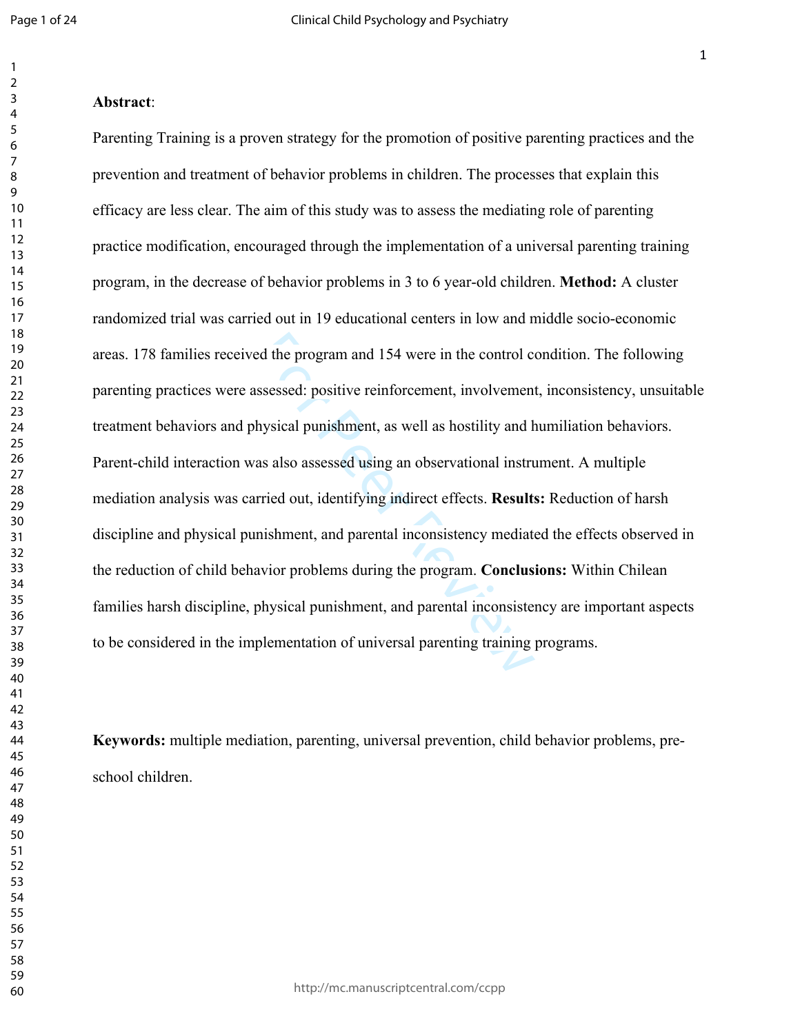**Abstract**:

Parenting Training is a proven strategy for the promotion of positive parenting practices and the prevention and treatment of behavior problems in children. The processes that explain this efficacy are less clear. The aim of this study was to assess the mediating role of parenting practice modification, encouraged through the implementation of a universal parenting training program, in the decrease of behavior problems in 3 to 6 year-old children. **Method:** A cluster randomized trial was carried out in 19 educational centers in low and middle socio-economic areas. 178 families received the program and 154 were in the control condition. The following parenting practices were assessed: positive reinforcement, involvement, inconsistency, unsuitable treatment behaviors and physical punishment, as well as hostility and humiliation behaviors. Parent-child interaction was also assessed using an observational instrument. A multiple mediation analysis was carried out, identifying indirect effects. **Results:** Reduction of harsh discipline and physical punishment, and parental inconsistency mediated the effects observed in the reduction of child behavior problems during the program. **Conclusions:** Within Chilean families harsh discipline, physical punishment, and parental inconsistency are important aspects to be considered in the implementation of universal parenting training programs.

**Keywords:** multiple mediation, parenting, universal prevention, child behavior problems, pre-school children.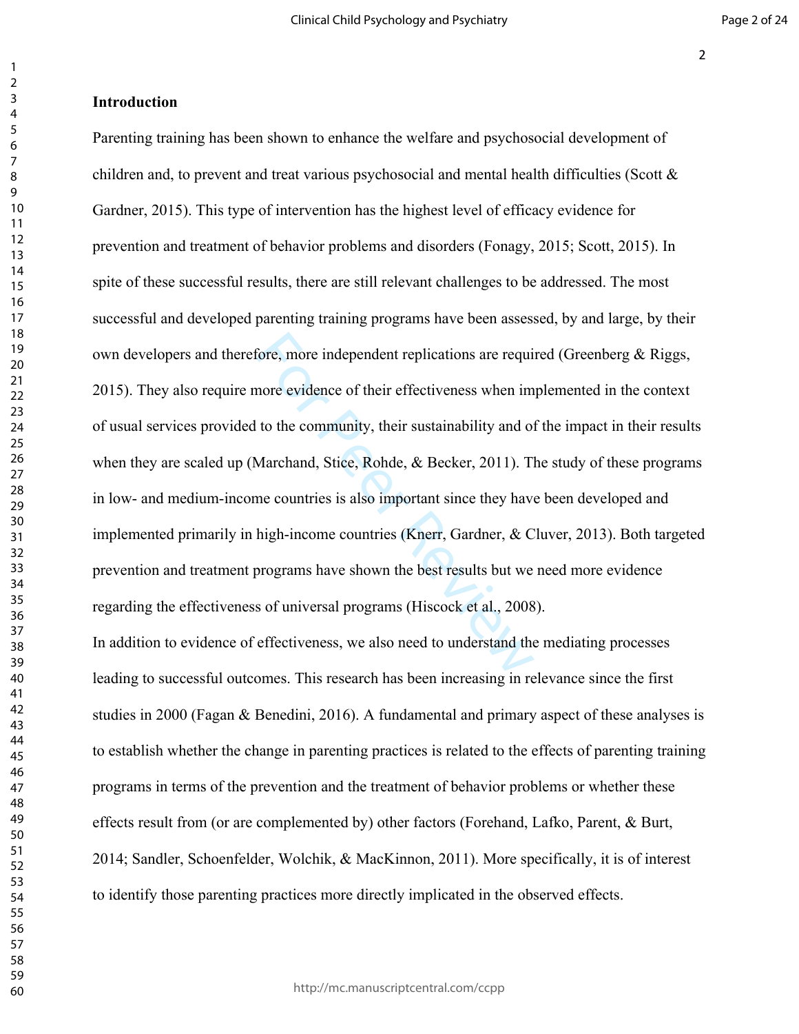## Introduction

Parenting training has been shown to enhance the welfare and psychosocial development of children and, to prevent and treat various psychosocial and mental health difficulties (Scott & Gardner, 2015). This type of intervention has the highest level of efficacy evidence for prevention and treatment of behavior problems and disorders (Fonagy, 2015; Scott, 2015). In spite of these successful results, there are still relevant challenges to be addressed. The most successful and developed parenting training programs have been assessed, by and large, by their own developers and therefore, more independent replications are required (Greenberg & Riggs, 2015). They also require more evidence of their effectiveness when implemented in the context of usual services provided to the community, their sustainability and of the impact in their results when they are scaled up (Marchand, Stice, Rohde, & Becker, 2011). The study of these programs in low- and medium-income countries is also important since they have been developed and implemented primarily in high-income countries (Knerr, Gardner, & Cluver, 2013). Both targeted prevention and treatment programs have shown the best results but we need more evidence regarding the effectiveness of universal programs (Hiscock et al., 2008).

In addition to evidence of effectiveness, we also need to understand the mediating processes leading to successful outcomes. This research has been increasing in relevance since the first studies in 2000 (Fagan & Benedini, 2016). A fundamental and primary aspect of these analyses is to establish whether the change in parenting practices is related to the effects of parenting training programs in terms of the prevention and the treatment of behavior problems or whether these effects result from (or are complemented by) other factors (Forehand, Lafko, Parent, & Burt, 2014; Sandler, Schoenfelder, Wolchik, & MacKinnon, 2011). More specifically, it is of interest to identify those parenting practices more directly implicated in the observed effects.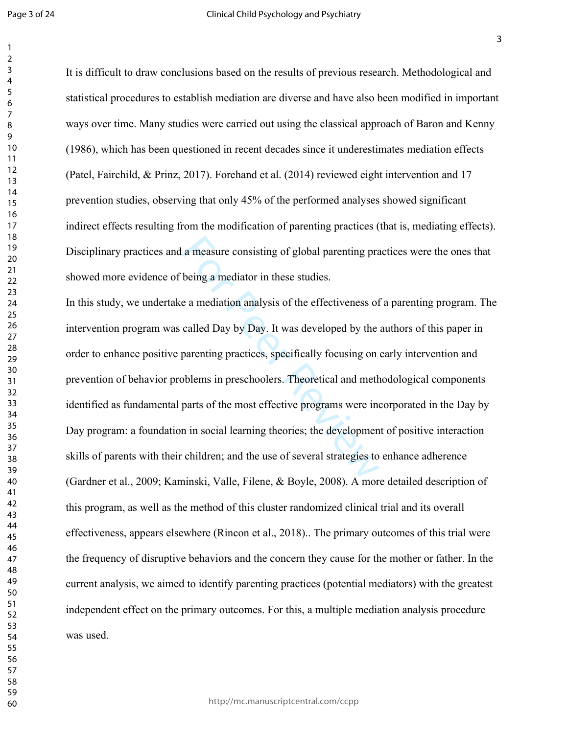It is difficult to draw conclusions based on the results of previous research. Methodological and statistical procedures to establish mediation are diverse and have also been modified in important ways over time. Many studies were carried out using the classical approach of Baron and Kenny (1986), which has been questioned in recent decades since it underestimates mediation effects (Patel, Fairchild, & Prinz, 2017). Forehand et al. (2014) reviewed eight intervention and 17 prevention studies, observing that only 45% of the performed analyses showed significant indirect effects resulting from the modification of parenting practices (that is, mediating effects). Disciplinary practices and a measure consisting of global parenting practices were the ones that showed more evidence of being a mediator in these studies.

In this study, we undertake a mediation analysis of the effectiveness of a parenting program. The intervention program was called Day by Day. It was developed by the authors of this paper in order to enhance positive parenting practices, specifically focusing on early intervention and prevention of behavior problems in preschoolers. Theoretical and methodological components identified as fundamental parts of the most effective programs were incorporated in the Day by Day program: a foundation in social learning theories; the development of positive interaction skills of parents with their children; and the use of several strategies to enhance adherence (Gardner et al., 2009; Kaminski, Valle, Filene, & Boyle, 2008). A more detailed description of this program, as well as the method of this cluster randomized clinical trial and its overall effectiveness, appears elsewhere (Rincon et al., 2018).. The primary outcomes of this trial were the frequency of disruptive behaviors and the concern they cause for the mother or father. In the current analysis, we aimed to identify parenting practices (potential mediators) with the greatest independent effect on the primary outcomes. For this, a multiple mediation analysis procedure was used.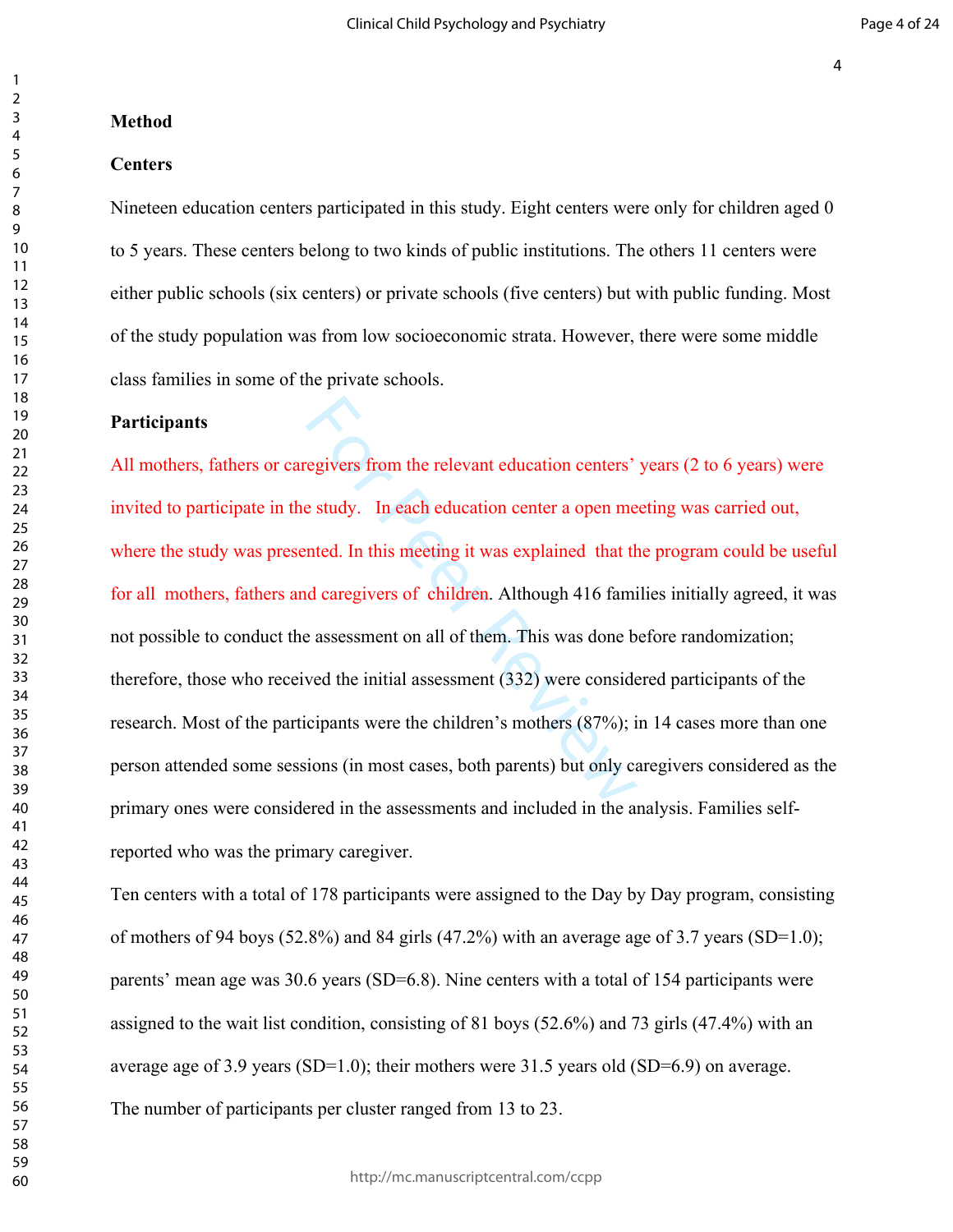**Method**

**Centers**

Nineteen education centers participated in this study. Eight centers were only for children aged 0 to 5 years. These centers belong to two kinds of public institutions. The others 11 centers were either public schools (six centers) or private schools (five centers) but with public funding. Most of the study population was from low socioeconomic strata. However, there were some middle class families in some of the private schools.

**Participants**

All mothers, fathers or caregivers from the relevant education centers' years (2 to 6 years) were invited to participate in the study. In each education center a open meeting was carried out, where the study was presented. In this meeting it was explained that the program could be useful for all mothers, fathers and caregivers of children. Although 416 families initially agreed, it was not possible to conduct the assessment on all of them. This was done before randomization; therefore, those who received the initial assessment (332) were considered participants of the research. Most of the participants were the children's mothers (87%); in 14 cases more than one person attended some sessions (in most cases, both parents) but only caregivers considered as the primary ones were considered in the assessments and included in the analysis. Families self-reported who was the primary caregiver.

Ten centers with a total of 178 participants were assigned to the Day by Day program, consisting of mothers of 94 boys (52.8%) and 84 girls (47.2%) with an average age of 3.7 years (SD=1.0); parents' mean age was 30.6 years (SD=6.8). Nine centers with a total of 154 participants were assigned to the wait list condition, consisting of 81 boys (52.6%) and 73 girls (47.4%) with an average age of 3.9 years (SD=1.0); their mothers were 31.5 years old (SD=6.9) on average. The number of participants per cluster ranged from 13 to 23.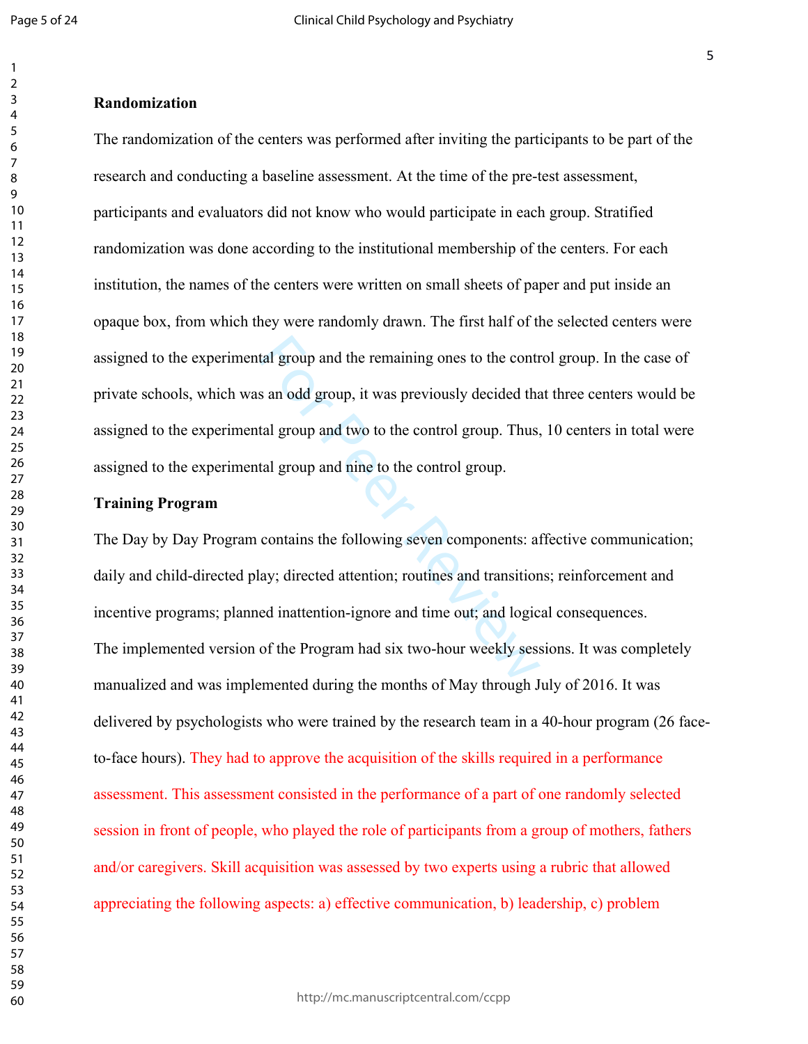**Randomization**

The randomization of the centers was performed after inviting the participants to be part of the research and conducting a baseline assessment. At the time of the pre-test assessment, participants and evaluators did not know who would participate in each group. Stratified randomization was done according to the institutional membership of the centers. For each institution, the names of the centers were written on small sheets of paper and put inside an opaque box, from which they were randomly drawn. The first half of the selected centers were assigned to the experimental group and the remaining ones to the control group. In the case of private schools, which was an odd group, it was previously decided that three centers would be assigned to the experimental group and two to the control group. Thus, 10 centers in total were assigned to the experimental group and nine to the control group.

**Training Program**

The Day by Day Program contains the following seven components: affective communication; daily and child-directed play; directed attention; routines and transitions; reinforcement and incentive programs; planned inattention-ignore and time out; and logical consequences.

The implemented version of the Program had six two-hour weekly sessions. It was completely manualized and was implemented during the months of May through July of 2016. It was delivered by psychologists who were trained by the research team in a 40-hour program (26 face-to-face hours). They had to approve the acquisition of the skills required in a performance assessment. This assessment consisted in the performance of a part of one randomly selected session in front of people, who played the role of participants from a group of mothers, fathers and/or caregivers. Skill acquisition was assessed by two experts using a rubric that allowed appreciating the following aspects: a) effective communication, b) leadership, c) problem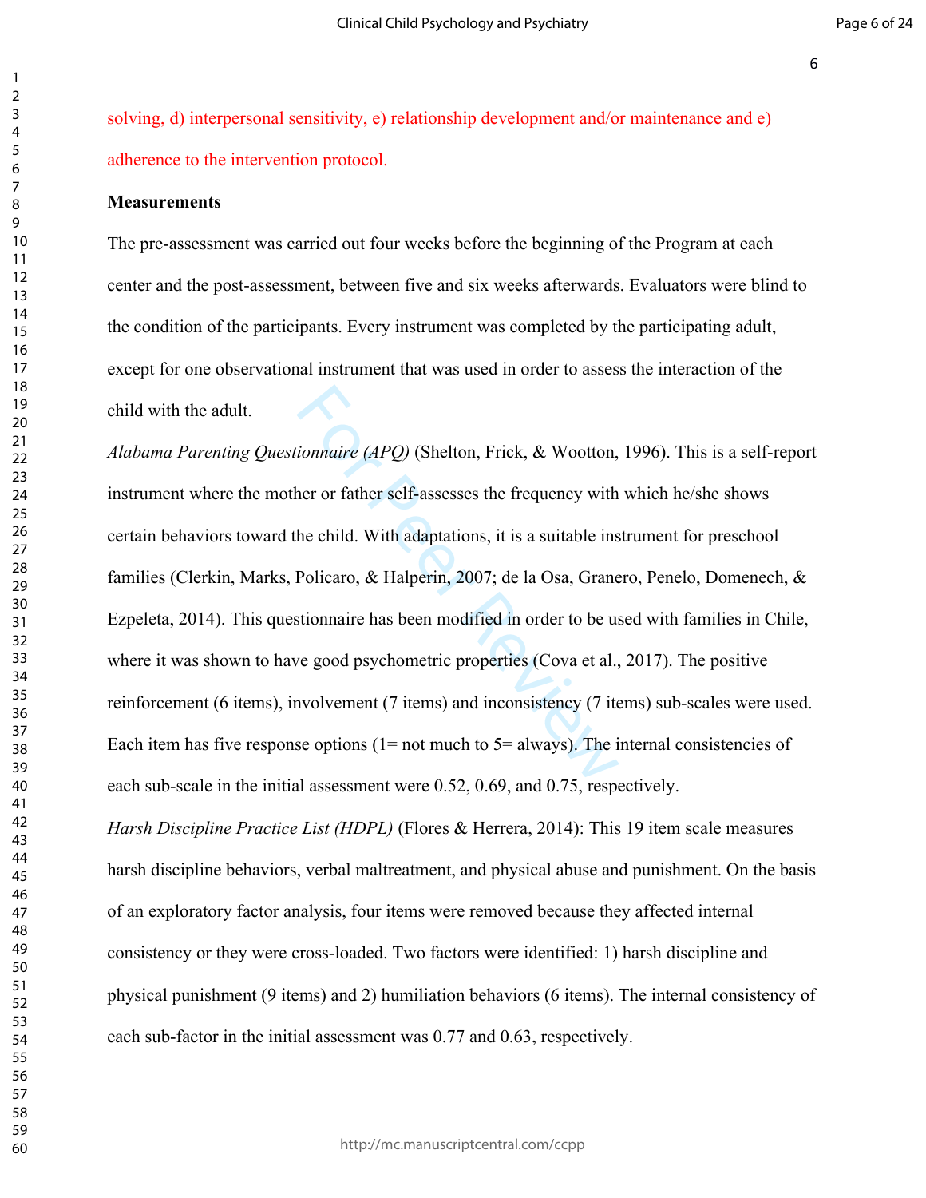solving, d) interpersonal sensitivity, e) relationship development and/or maintenance and e) adherence to the intervention protocol.

**Measurements**

The pre-assessment was carried out four weeks before the beginning of the Program at each center and the post-assessment, between five and six weeks afterwards. Evaluators were blind to the condition of the participants. Every instrument was completed by the participating adult, except for one observational instrument that was used in order to assess the interaction of the child with the adult.

*Alabama Parenting Questionnaire (APQ)* (Shelton, Frick, & Wootton, 1996). This is a self-report instrument where the mother or father self-assesses the frequency with which he/she shows certain behaviors toward the child. With adaptations, it is a suitable instrument for preschool families (Clerkin, Marks, Policaro, & Halperin, 2007; de la Osa, Granero, Penelo, Domenech, & Ezpeleta, 2014). This questionnaire has been modified in order to be used with families in Chile, where it was shown to have good psychometric properties (Cova et al., 2017). The positive reinforcement (6 items), involvement (7 items) and inconsistency (7 items) sub-scales were used. Each item has five response options (1= not much to 5= always). The internal consistencies of each sub-scale in the initial assessment were 0.52, 0.69, and 0.75, respectively.

*Harsh Discipline Practice List (HDPL)* (Flores & Herrera, 2014): This 19 item scale measures harsh discipline behaviors, verbal maltreatment, and physical abuse and punishment. On the basis of an exploratory factor analysis, four items were removed because they affected internal consistency or they were cross-loaded. Two factors were identified: 1) harsh discipline and physical punishment (9 items) and 2) humiliation behaviors (6 items). The internal consistency of each sub-factor in the initial assessment was 0.77 and 0.63, respectively.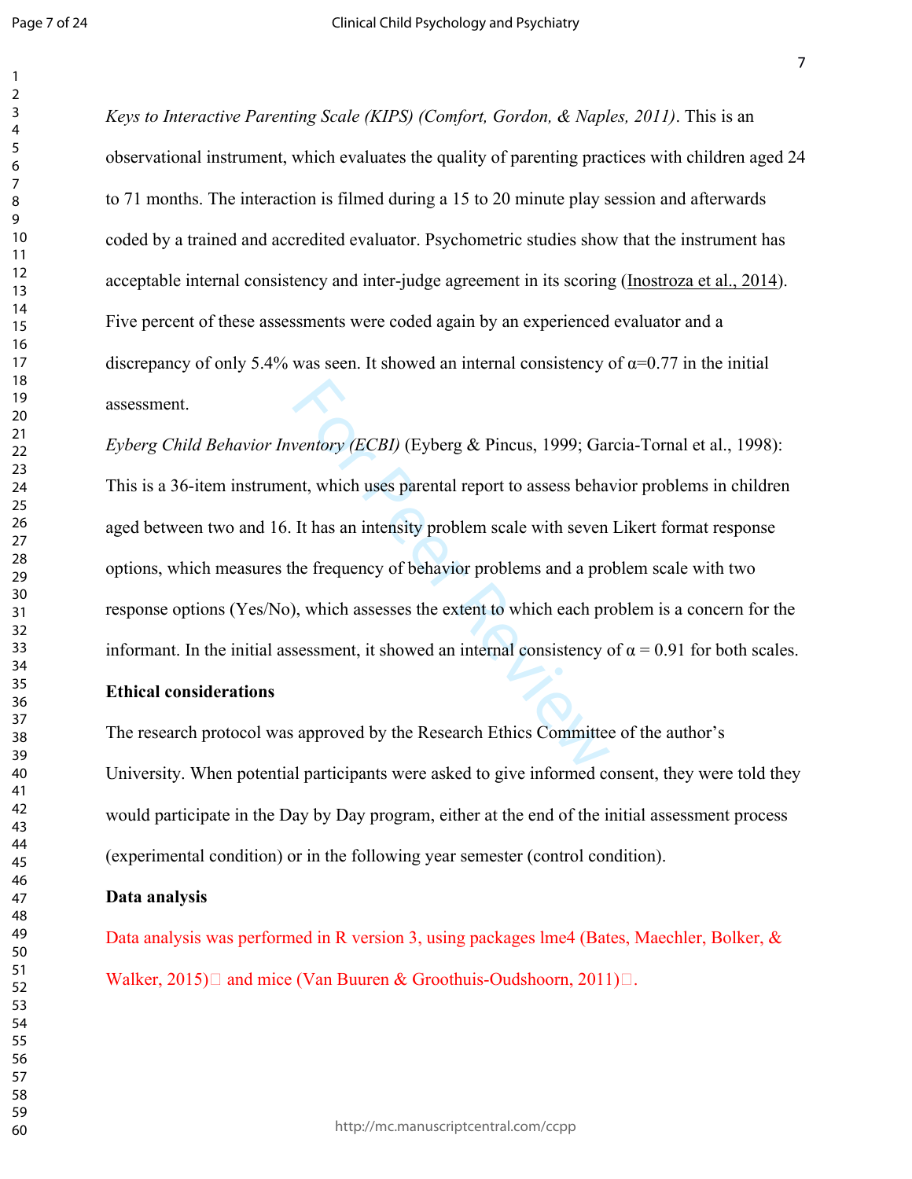*Keys to Interactive Parenting Scale (KIPS) (Comfort, Gordon, & Naples, 2011)*. This is an observational instrument, which evaluates the quality of parenting practices with children aged 24 to 71 months. The interaction is filmed during a 15 to 20 minute play session and afterwards coded by a trained and accredited evaluator. Psychometric studies show that the instrument has acceptable internal consistency and inter-judge agreement in its scoring (Inostroza et al., 2014). Five percent of these assessments were coded again by an experienced evaluator and a discrepancy of only 5.4% was seen. It showed an internal consistency of $\alpha$=0.77 in the initial assessment.

*Eyberg Child Behavior Inventory (ECBI)* (Eyberg & Pincus, 1999; Garcia-Tornal et al., 1998): This is a 36-item instrument, which uses parental report to assess behavior problems in children aged between two and 16. It has an intensity problem scale with seven Likert format response options, which measures the frequency of behavior problems and a problem scale with two response options (Yes/No), which assesses the extent to which each problem is a concern for the informant. In the initial assessment, it showed an internal consistency of $\alpha$ = 0.91 for both scales.

**Ethical considerations**

The research protocol was approved by the Research Ethics Committee of the author's University. When potential participants were asked to give informed consent, they were told they would participate in the Day by Day program, either at the end of the initial assessment process (experimental condition) or in the following year semester (control condition).

**Data analysis**

Data analysis was performed in R version 3, using packages lme4 (Bates, Maechler, Bolker, & Walker, 2015) and mice (Van Buuren & Groothuis-Oudshoorn, 2011).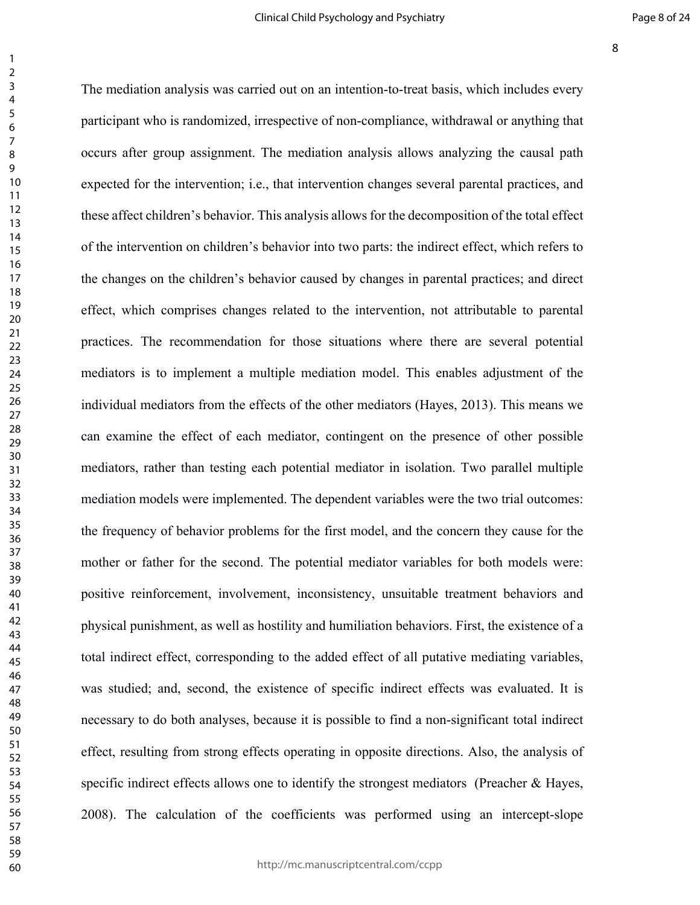The mediation analysis was carried out on an intention-to-treat basis, which includes every participant who is randomized, irrespective of non-compliance, withdrawal or anything that occurs after group assignment. The mediation analysis allows analyzing the causal path expected for the intervention; i.e., that intervention changes several parental practices, and these affect children's behavior. This analysis allows for the decomposition of the total effect of the intervention on children's behavior into two parts: the indirect effect, which refers to the changes on the children's behavior caused by changes in parental practices; and direct effect, which comprises changes related to the intervention, not attributable to parental practices. The recommendation for those situations where there are several potential mediators is to implement a multiple mediation model. This enables adjustment of the individual mediators from the effects of the other mediators (Hayes, 2013). This means we can examine the effect of each mediator, contingent on the presence of other possible mediators, rather than testing each potential mediator in isolation. Two parallel multiple mediation models were implemented. The dependent variables were the two trial outcomes: the frequency of behavior problems for the first model, and the concern they cause for the mother or father for the second. The potential mediator variables for both models were: positive reinforcement, involvement, inconsistency, unsuitable treatment behaviors and physical punishment, as well as hostility and humiliation behaviors. First, the existence of a total indirect effect, corresponding to the added effect of all putative mediating variables, was studied; and, second, the existence of specific indirect effects was evaluated. It is necessary to do both analyses, because it is possible to find a non-significant total indirect effect, resulting from strong effects operating in opposite directions. Also, the analysis of specific indirect effects allows one to identify the strongest mediators (Preacher & Hayes, 2008). The calculation of the coefficients was performed using an intercept-slope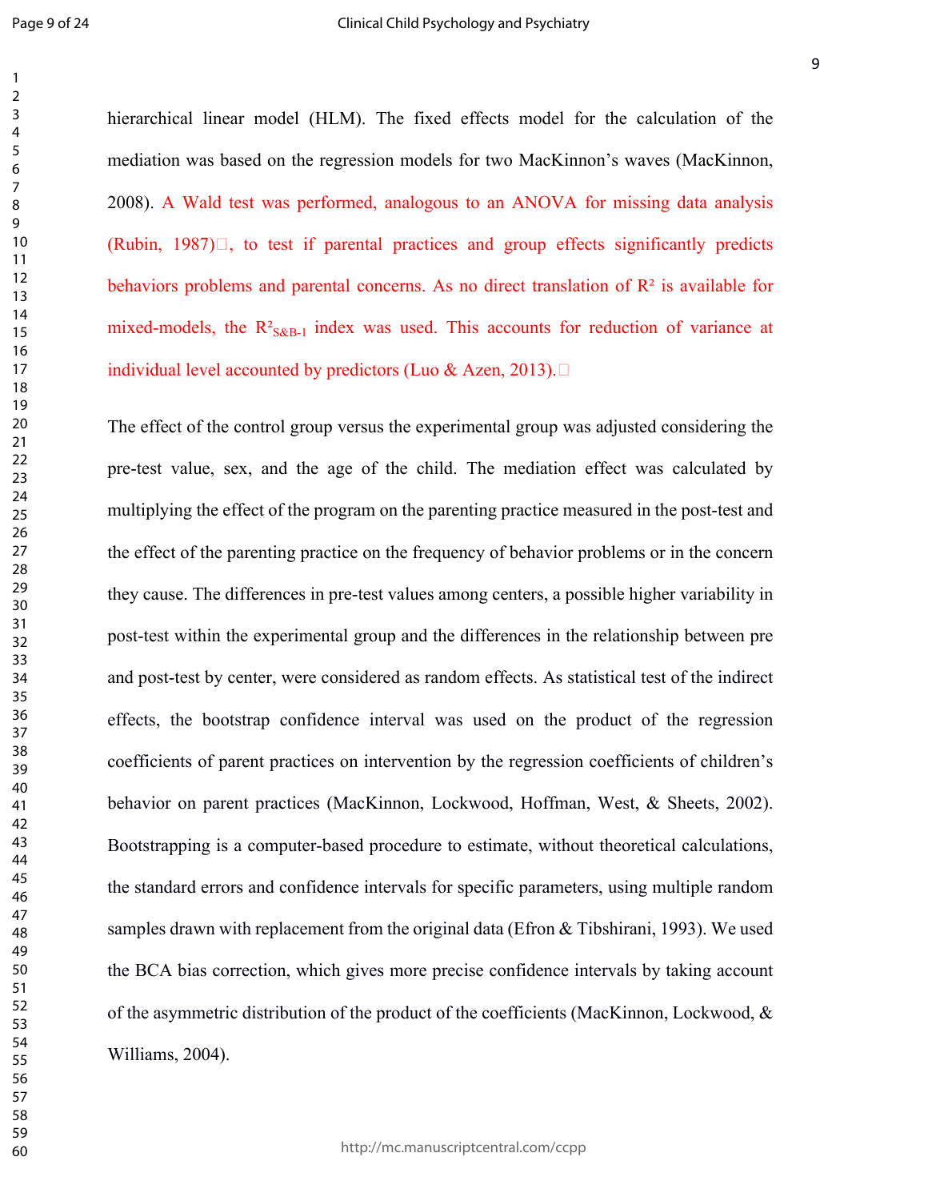hierarchical linear model (HLM). The fixed effects model for the calculation of the mediation was based on the regression models for two MacKinnon's waves (MacKinnon, 2008). A Wald test was performed, analogous to an ANOVA for missing data analysis (Rubin, 1987), to test if parental practices and group effects significantly predicts behaviors problems and parental concerns. As no direct translation of $R^2$ is available for mixed-models, the $R^2_{S\&B-1}$ index was used. This accounts for reduction of variance at individual level accounted by predictors (Luo & Azen, 2013).

The effect of the control group versus the experimental group was adjusted considering the pre-test value, sex, and the age of the child. The mediation effect was calculated by multiplying the effect of the program on the parenting practice measured in the post-test and the effect of the parenting practice on the frequency of behavior problems or in the concern they cause. The differences in pre-test values among centers, a possible higher variability in post-test within the experimental group and the differences in the relationship between pre and post-test by center, were considered as random effects. As statistical test of the indirect effects, the bootstrap confidence interval was used on the product of the regression coefficients of parent practices on intervention by the regression coefficients of children's behavior on parent practices (MacKinnon, Lockwood, Hoffman, West, & Sheets, 2002). Bootstrapping is a computer-based procedure to estimate, without theoretical calculations, the standard errors and confidence intervals for specific parameters, using multiple random samples drawn with replacement from the original data (Efron & Tibshirani, 1993). We used the BCA bias correction, which gives more precise confidence intervals by taking account of the asymmetric distribution of the product of the coefficients (MacKinnon, Lockwood, & Williams, 2004).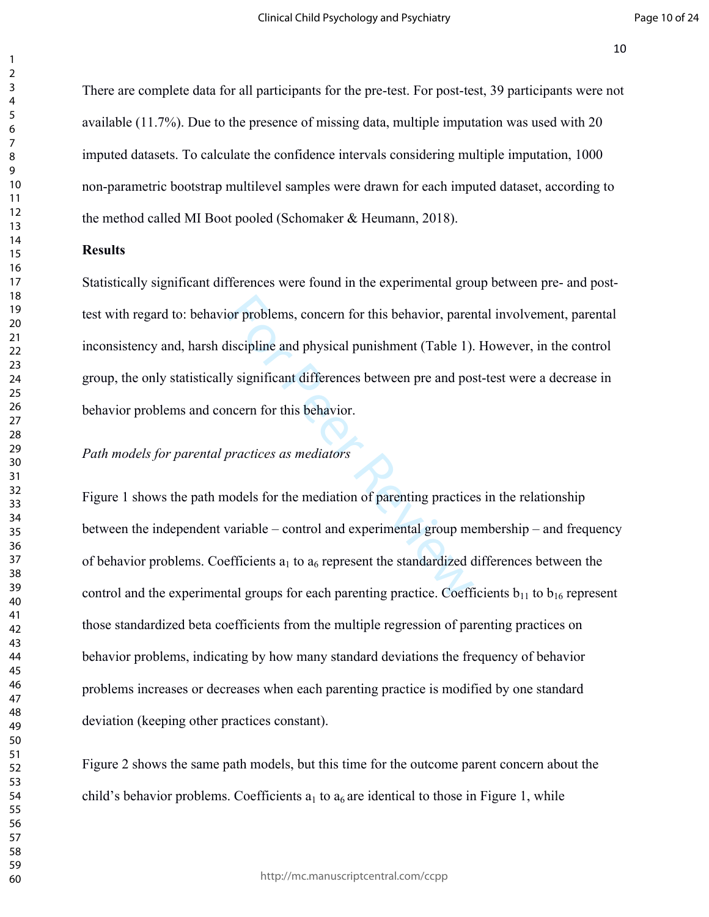There are complete data for all participants for the pre-test. For post-test, 39 participants were not available (11.7%). Due to the presence of missing data, multiple imputation was used with 20 imputed datasets. To calculate the confidence intervals considering multiple imputation, 1000 non-parametric bootstrap multilevel samples were drawn for each imputed dataset, according to the method called MI Boot pooled (Schomaker & Heumann, 2018).

## Results

Statistically significant differences were found in the experimental group between pre- and post-test with regard to: behavior problems, concern for this behavior, parental involvement, parental inconsistency and, harsh discipline and physical punishment (Table 1). However, in the control group, the only statistically significant differences between pre and post-test were a decrease in behavior problems and concern for this behavior.

### *Path models for parental practices as mediators*

Figure 1 shows the path models for the mediation of parenting practices in the relationship between the independent variable – control and experimental group membership – and frequency of behavior problems. Coefficients $a_1$ to $a_6$ represent the standardized differences between the control and the experimental groups for each parenting practice. Coefficients $b_{11}$ to $b_{16}$ represent those standardized beta coefficients from the multiple regression of parenting practices on behavior problems, indicating by how many standard deviations the frequency of behavior problems increases or decreases when each parenting practice is modified by one standard deviation (keeping other practices constant).

Figure 2 shows the same path models, but this time for the outcome parent concern about the child's behavior problems. Coefficients $a_1$ to $a_6$ are identical to those in Figure 1, while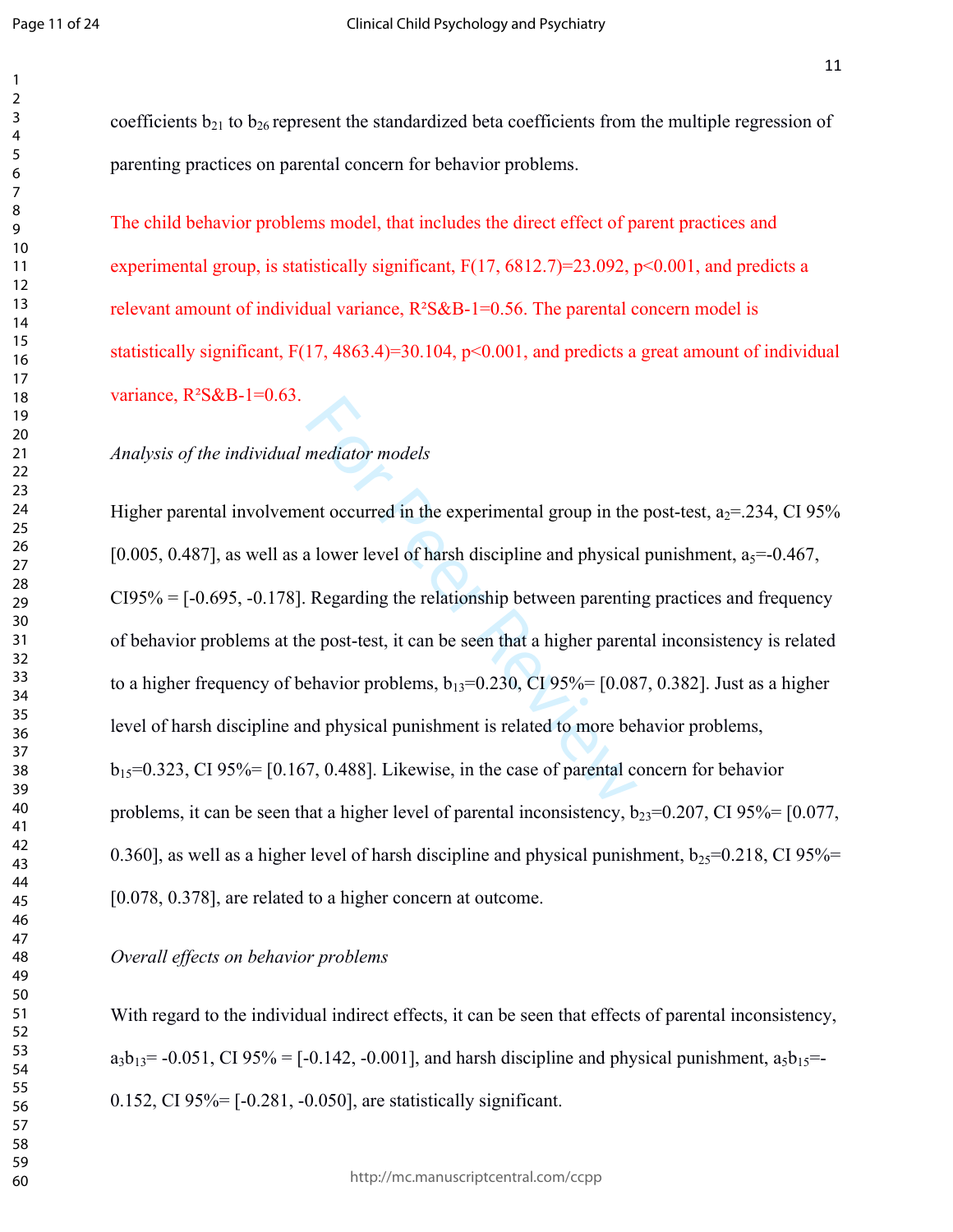coefficients $b_{21}$ to $b_{26}$ represent the standardized beta coefficients from the multiple regression of parenting practices on parental concern for behavior problems.

The child behavior problems model, that includes the direct effect of parent practices and experimental group, is statistically significant, $F(17, 6812.7)=23.092$, $p<0.001$, and predicts a relevant amount of individual variance, $R^2_{S\&B-1}=0.56$. The parental concern model is statistically significant, $F(17, 4863.4)=30.104$, $p<0.001$, and predicts a great amount of individual variance, $R^2_{S\&B-1}=0.63$.

*Analysis of the individual mediator models*

Higher parental involvement occurred in the experimental group in the post-test, $a_2=.234$, CI 95% [0.005, 0.487], as well as a lower level of harsh discipline and physical punishment, $a_5=-0.467$, CI95% = [-0.695, -0.178]. Regarding the relationship between parenting practices and frequency of behavior problems at the post-test, it can be seen that a higher parental inconsistency is related to a higher frequency of behavior problems, $b_{13}=0.230$, CI 95%= [0.087, 0.382]. Just as a higher level of harsh discipline and physical punishment is related to more behavior problems, $b_{15}=0.323$, CI 95%= [0.167, 0.488]. Likewise, in the case of parental concern for behavior problems, it can be seen that a higher level of parental inconsistency, $b_{23}=0.207$, CI 95%= [0.077, 0.360], as well as a higher level of harsh discipline and physical punishment, $b_{25}=0.218$, CI 95%= [0.078, 0.378], are related to a higher concern at outcome.

*Overall effects on behavior problems*

With regard to the individual indirect effects, it can be seen that effects of parental inconsistency, $a_3b_{13}= -0.051$, CI 95% = [-0.142, -0.001], and harsh discipline and physical punishment, $a_5b_{15}=-0.152$, CI 95%= [-0.281, -0.050], are statistically significant.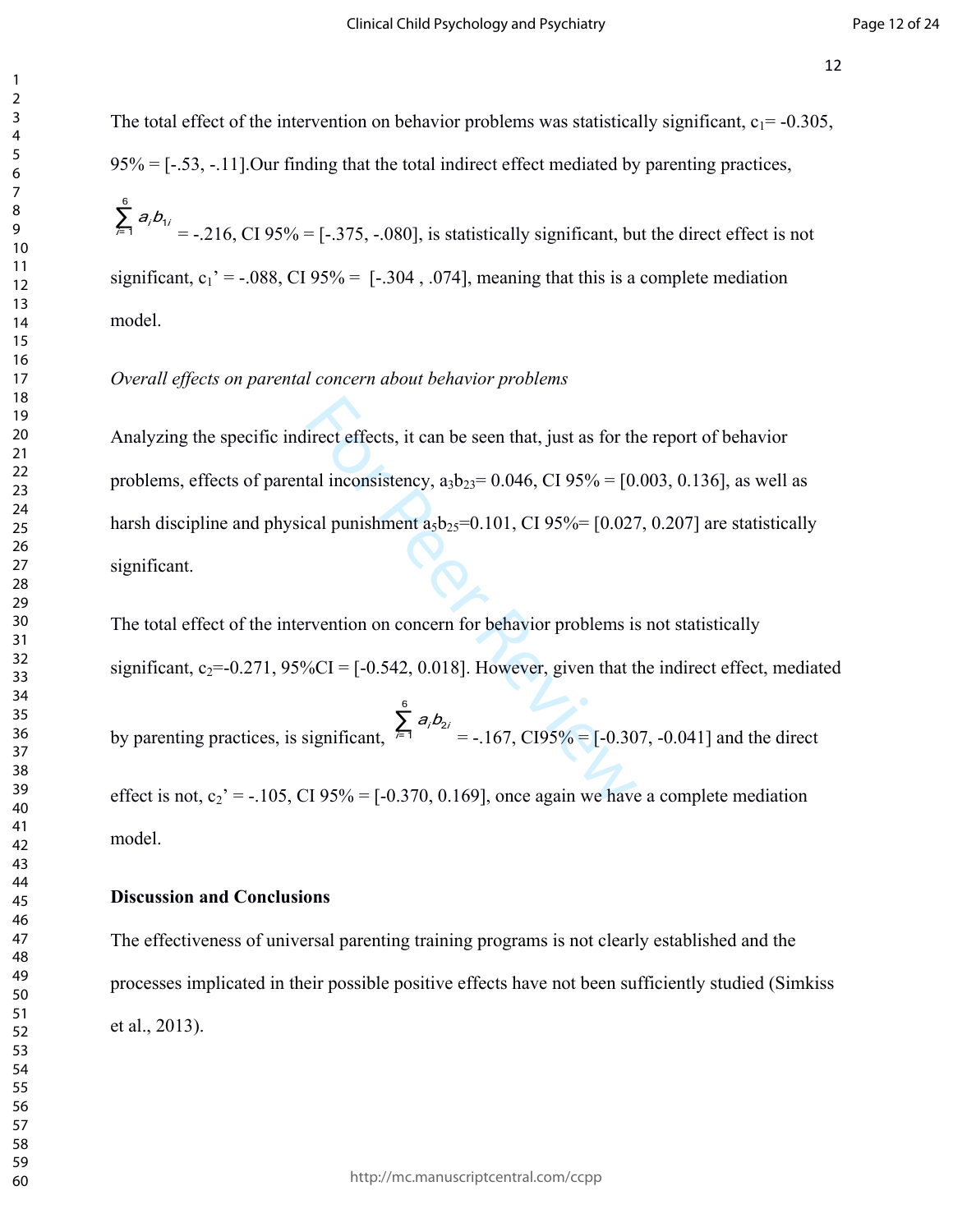The total effect of the intervention on behavior problems was statistically significant, $c_1$= -0.305, 95% = [-.53, -.11].Our finding that the total indirect effect mediated by parenting practices, $\sum_{i=1}^{6} a_i b_{1i}$ = -.216, CI 95% = [-.375, -.080], is statistically significant, but the direct effect is not significant, $c_1$' = -.088, CI 95% = [-.304 , .074], meaning that this is a complete mediation model.

*Overall effects on parental concern about behavior problems*

Analyzing the specific indirect effects, it can be seen that, just as for the report of behavior problems, effects of parental inconsistency, $a_3b_{23}$= 0.046, CI 95% = [0.003, 0.136], as well as harsh discipline and physical punishment $a_5b_{25}$=0.101, CI 95%= [0.027, 0.207] are statistically significant.

The total effect of the intervention on concern for behavior problems is not statistically significant, $c_2$=-0.271, 95%CI = [-0.542, 0.018]. However, given that the indirect effect, mediated by parenting practices, is significant, $\sum_{i=1}^{6} a_i b_{2i}$ = -.167, CI95% = [-0.307, -0.041] and the direct effect is not, $c_2$' = -.105, CI 95% = [-0.370, 0.169], once again we have a complete mediation model.

**Discussion and Conclusions**

The effectiveness of universal parenting training programs is not clearly established and the processes implicated in their possible positive effects have not been sufficiently studied (Simkiss et al., 2013).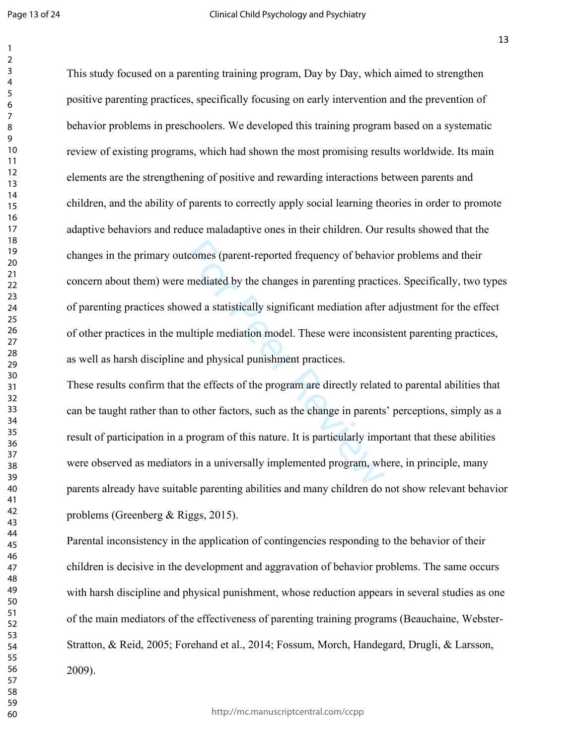This study focused on a parenting training program, Day by Day, which aimed to strengthen positive parenting practices, specifically focusing on early intervention and the prevention of behavior problems in preschoolers. We developed this training program based on a systematic review of existing programs, which had shown the most promising results worldwide. Its main elements are the strengthening of positive and rewarding interactions between parents and children, and the ability of parents to correctly apply social learning theories in order to promote adaptive behaviors and reduce maladaptive ones in their children. Our results showed that the changes in the primary outcomes (parent-reported frequency of behavior problems and their concern about them) were mediated by the changes in parenting practices. Specifically, two types of parenting practices showed a statistically significant mediation after adjustment for the effect of other practices in the multiple mediation model. These were inconsistent parenting practices, as well as harsh discipline and physical punishment practices.

These results confirm that the effects of the program are directly related to parental abilities that can be taught rather than to other factors, such as the change in parents' perceptions, simply as a result of participation in a program of this nature. It is particularly important that these abilities were observed as mediators in a universally implemented program, where, in principle, many parents already have suitable parenting abilities and many children do not show relevant behavior problems (Greenberg & Riggs, 2015).

Parental inconsistency in the application of contingencies responding to the behavior of their children is decisive in the development and aggravation of behavior problems. The same occurs with harsh discipline and physical punishment, whose reduction appears in several studies as one of the main mediators of the effectiveness of parenting training programs (Beauchaine, Webster-Stratton, & Reid, 2005; Forehand et al., 2014; Fossum, Morch, Handegard, Drugli, & Larsson, 2009).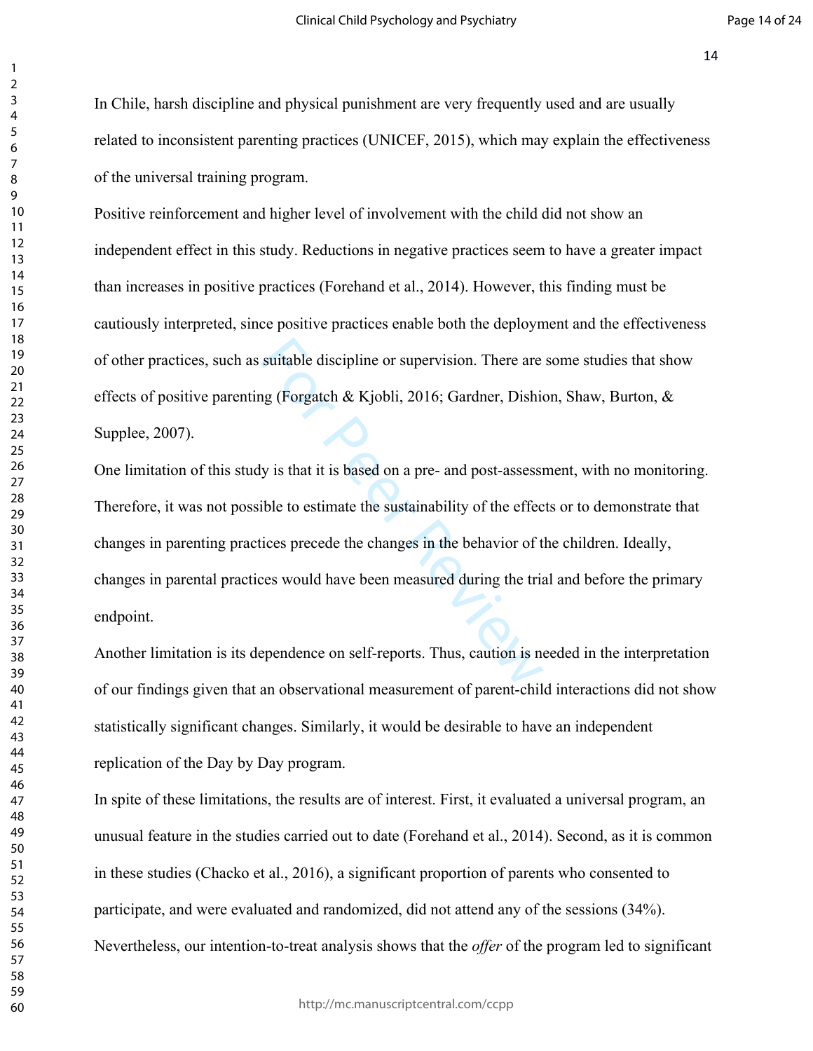In Chile, harsh discipline and physical punishment are very frequently used and are usually related to inconsistent parenting practices (UNICEF, 2015), which may explain the effectiveness of the universal training program.

Positive reinforcement and higher level of involvement with the child did not show an independent effect in this study. Reductions in negative practices seem to have a greater impact than increases in positive practices (Forehand et al., 2014). However, this finding must be cautiously interpreted, since positive practices enable both the deployment and the effectiveness of other practices, such as suitable discipline or supervision. There are some studies that show effects of positive parenting (Forgatch & Kjobli, 2016; Gardner, Dishion, Shaw, Burton, & Supplee, 2007).

One limitation of this study is that it is based on a pre- and post-assessment, with no monitoring. Therefore, it was not possible to estimate the sustainability of the effects or to demonstrate that changes in parenting practices precede the changes in the behavior of the children. Ideally, changes in parental practices would have been measured during the trial and before the primary endpoint.

Another limitation is its dependence on self-reports. Thus, caution is needed in the interpretation of our findings given that an observational measurement of parent-child interactions did not show statistically significant changes. Similarly, it would be desirable to have an independent replication of the Day by Day program.

In spite of these limitations, the results are of interest. First, it evaluated a universal program, an unusual feature in the studies carried out to date (Forehand et al., 2014). Second, as it is common in these studies (Chacko et al., 2016), a significant proportion of parents who consented to participate, and were evaluated and randomized, did not attend any of the sessions (34%). Nevertheless, our intention-to-treat analysis shows that the *offer* of the program led to significant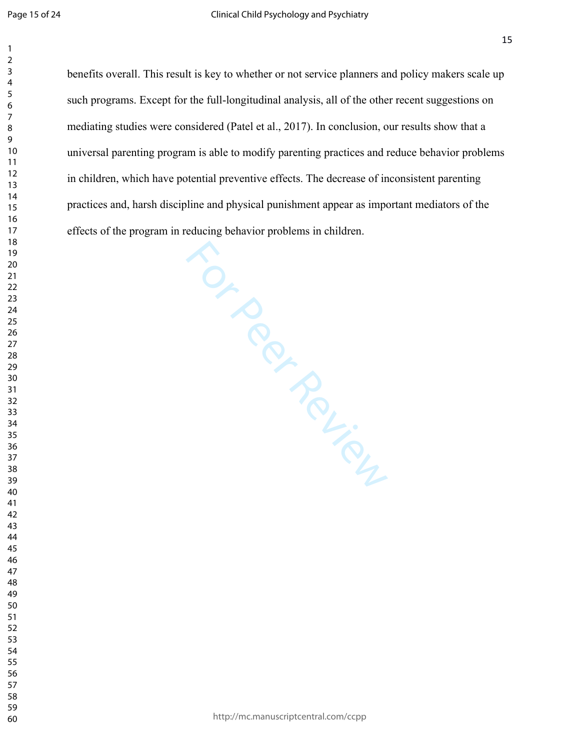benefits overall. This result is key to whether or not service planners and policy makers scale up such programs. Except for the full-longitudinal analysis, all of the other recent suggestions on mediating studies were considered (Patel et al., 2017). In conclusion, our results show that a universal parenting program is able to modify parenting practices and reduce behavior problems in children, which have potential preventive effects. The decrease of inconsistent parenting practices and, harsh discipline and physical punishment appear as important mediators of the effects of the program in reducing behavior problems in children.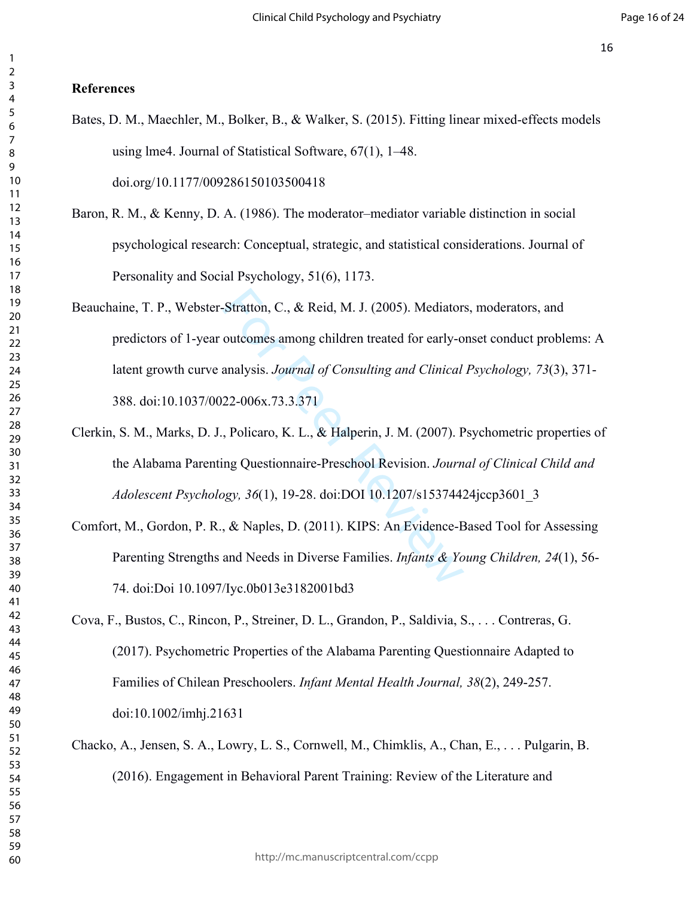**References**

Bates, D. M., Maechler, M., Bolker, B., & Walker, S. (2015). Fitting linear mixed-effects models using lme4. Journal of Statistical Software, 67(1), 1–48. doi.org/10.1177/009286150103500418

Baron, R. M., & Kenny, D. A. (1986). The moderator–mediator variable distinction in social psychological research: Conceptual, strategic, and statistical considerations. Journal of Personality and Social Psychology, 51(6), 1173.

Beauchaine, T. P., Webster-Stratton, C., & Reid, M. J. (2005). Mediators, moderators, and predictors of 1-year outcomes among children treated for early-onset conduct problems: A latent growth curve analysis. *Journal of Consulting and Clinical Psychology, 73*(3), 371-388. doi:10.1037/0022-006x.73.3.371

Clerkin, S. M., Marks, D. J., Policaro, K. L., & Halperin, J. M. (2007). Psychometric properties of the Alabama Parenting Questionnaire-Preschool Revision. *Journal of Clinical Child and Adolescent Psychology, 36*(1), 19-28. doi:DOI 10.1207/s15374424jccp3601_3

Comfort, M., Gordon, P. R., & Naples, D. (2011). KIPS: An Evidence-Based Tool for Assessing Parenting Strengths and Needs in Diverse Families. *Infants & Young Children, 24*(1), 56-74. doi:Doi 10.1097/Iyc.0b013e3182001bd3

Cova, F., Bustos, C., Rincon, P., Streiner, D. L., Grandon, P., Saldivia, S., . . . Contreras, G. (2017). Psychometric Properties of the Alabama Parenting Questionnaire Adapted to Families of Chilean Preschoolers. *Infant Mental Health Journal, 38*(2), 249-257. doi:10.1002/imhj.21631

Chacko, A., Jensen, S. A., Lowry, L. S., Cornwell, M., Chimklis, A., Chan, E., . . . Pulgarin, B. (2016). Engagement in Behavioral Parent Training: Review of the Literature and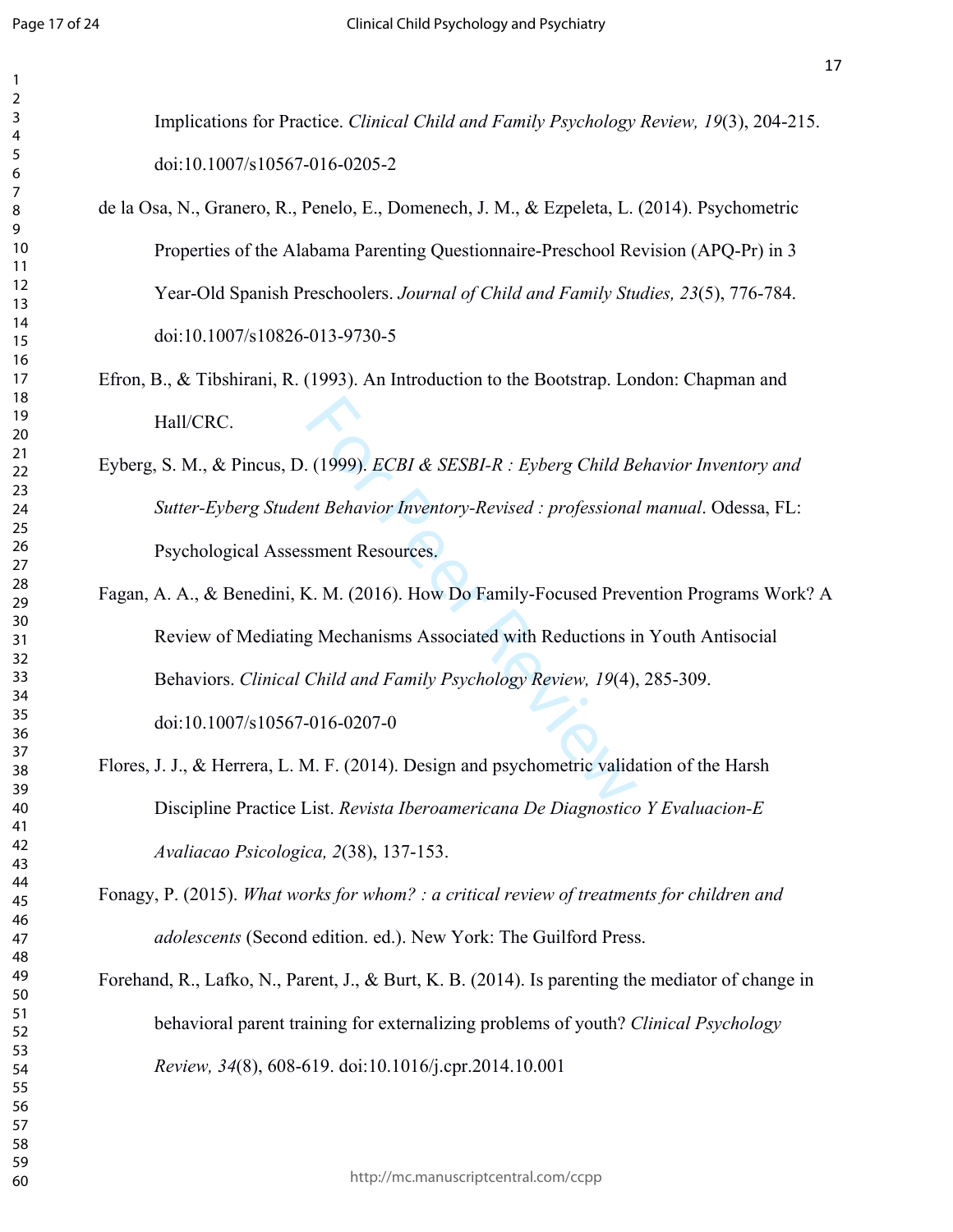Implications for Practice. *Clinical Child and Family Psychology Review, 19*(3), 204-215. doi:10.1007/s10567-016-0205-2

de la Osa, N., Granero, R., Penelo, E., Domenech, J. M., & Ezpeleta, L. (2014). Psychometric Properties of the Alabama Parenting Questionnaire-Preschool Revision (APQ-Pr) in 3 Year-Old Spanish Preschoolers. *Journal of Child and Family Studies, 23*(5), 776-784. doi:10.1007/s10826-013-9730-5

Efron, B., & Tibshirani, R. (1993). An Introduction to the Bootstrap. London: Chapman and Hall/CRC.

Eyberg, S. M., & Pincus, D. (1999). *ECBI & SESBI-R : Eyberg Child Behavior Inventory and Sutter-Eyberg Student Behavior Inventory-Revised : professional manual*. Odessa, FL: Psychological Assessment Resources.

Fagan, A. A., & Benedini, K. M. (2016). How Do Family-Focused Prevention Programs Work? A Review of Mediating Mechanisms Associated with Reductions in Youth Antisocial Behaviors. *Clinical Child and Family Psychology Review, 19*(4), 285-309. doi:10.1007/s10567-016-0207-0

Flores, J. J., & Herrera, L. M. F. (2014). Design and psychometric validation of the Harsh Discipline Practice List. *Revista Iberoamericana De Diagnostico Y Evaluacion-E Avaliacao Psicologica, 2*(38), 137-153.

Fonagy, P. (2015). *What works for whom? : a critical review of treatments for children and adolescents* (Second edition. ed.). New York: The Guilford Press.

Forehand, R., Lafko, N., Parent, J., & Burt, K. B. (2014). Is parenting the mediator of change in behavioral parent training for externalizing problems of youth? *Clinical Psychology Review, 34*(8), 608-619. doi:10.1016/j.cpr.2014.10.001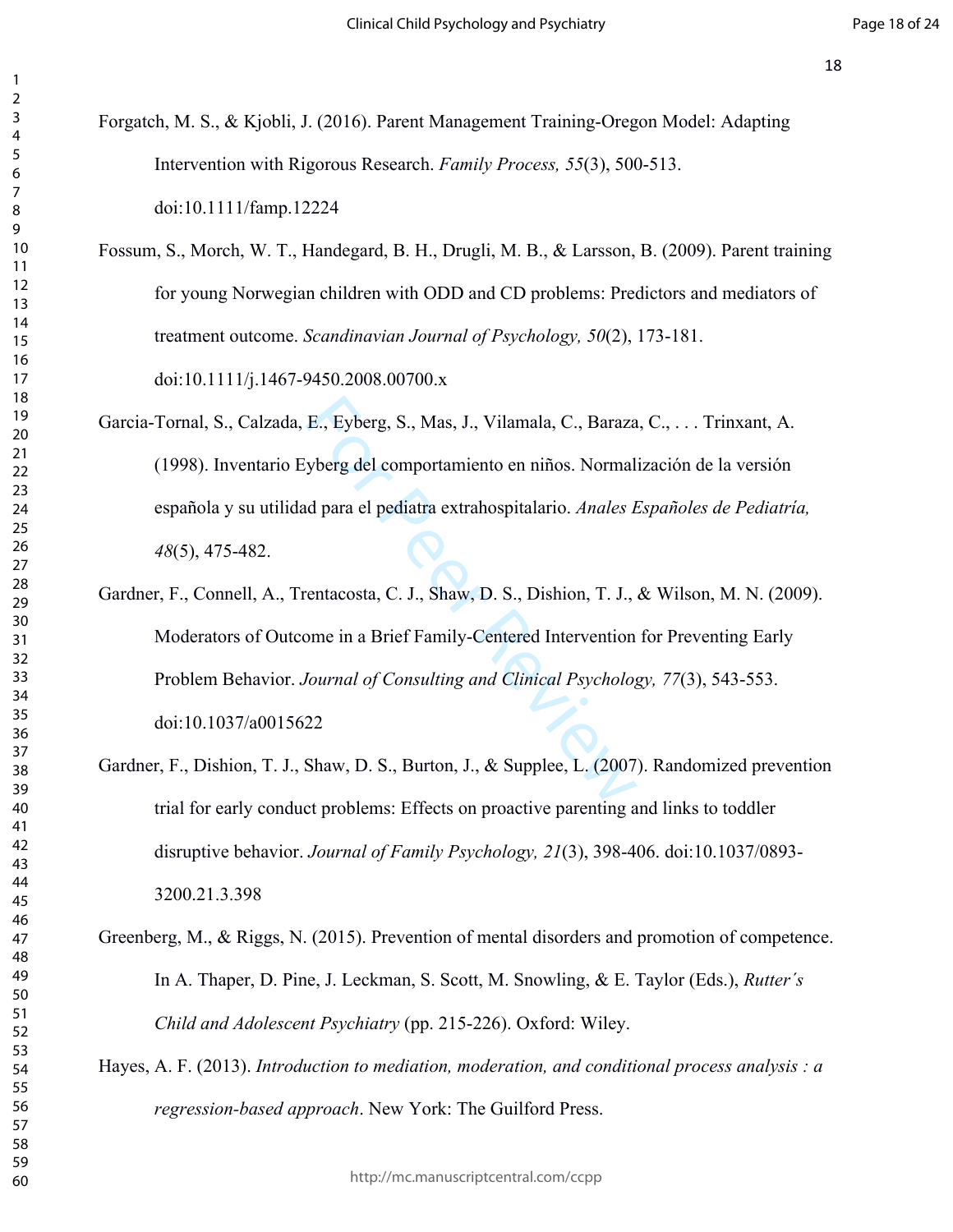Forgatch, M. S., & Kjobli, J. (2016). Parent Management Training-Oregon Model: Adapting Intervention with Rigorous Research. *Family Process, 55*(3), 500-513. doi:10.1111/famp.12224

Fossum, S., Morch, W. T., Handegard, B. H., Drugli, M. B., & Larsson, B. (2009). Parent training for young Norwegian children with ODD and CD problems: Predictors and mediators of treatment outcome. *Scandinavian Journal of Psychology, 50*(2), 173-181. doi:10.1111/j.1467-9450.2008.00700.x

Garcia-Tornal, S., Calzada, E., Eyberg, S., Mas, J., Vilamala, C., Baraza, C., . . . Trinxant, A. (1998). Inventario Eyberg del comportamiento en niños. Normalización de la versión española y su utilidad para el pediatra extrahospitalario. *Anales Españoles de Pediatría, 48*(5), 475-482.

Gardner, F., Connell, A., Trentacosta, C. J., Shaw, D. S., Dishion, T. J., & Wilson, M. N. (2009). Moderators of Outcome in a Brief Family-Centered Intervention for Preventing Early Problem Behavior. *Journal of Consulting and Clinical Psychology, 77*(3), 543-553. doi:10.1037/a0015622

Gardner, F., Dishion, T. J., Shaw, D. S., Burton, J., & Supplee, L. (2007). Randomized prevention trial for early conduct problems: Effects on proactive parenting and links to toddler disruptive behavior. *Journal of Family Psychology, 21*(3), 398-406. doi:10.1037/0893-3200.21.3.398

Greenberg, M., & Riggs, N. (2015). Prevention of mental disorders and promotion of competence. In A. Thaper, D. Pine, J. Leckman, S. Scott, M. Snowling, & E. Taylor (Eds.), *Rutter´s Child and Adolescent Psychiatry* (pp. 215-226). Oxford: Wiley.

Hayes, A. F. (2013). *Introduction to mediation, moderation, and conditional process analysis : a regression-based approach*. New York: The Guilford Press.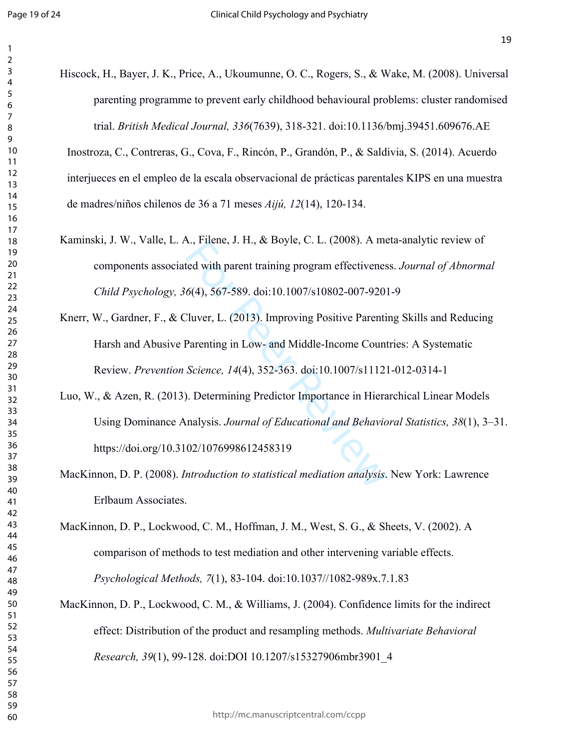Hiscock, H., Bayer, J. K., Price, A., Ukoumunne, O. C., Rogers, S., & Wake, M. (2008). Universal parenting programme to prevent early childhood behavioural problems: cluster randomised trial. *British Medical Journal, 336*(7639), 318-321. doi:10.1136/bmj.39451.609676.AE

Inostroza, C., Contreras, G., Cova, F., Rincón, P., Grandón, P., & Saldivia, S. (2014). Acuerdo interjueces en el empleo de la escala observacional de prácticas parentales KIPS en una muestra de madres/niños chilenos de 36 a 71 meses *Aijú, 12*(14), 120-134.

Kaminski, J. W., Valle, L. A., Filene, J. H., & Boyle, C. L. (2008). A meta-analytic review of components associated with parent training program effectiveness. *Journal of Abnormal Child Psychology, 36*(4), 567-589. doi:10.1007/s10802-007-9201-9

Knerr, W., Gardner, F., & Cluver, L. (2013). Improving Positive Parenting Skills and Reducing Harsh and Abusive Parenting in Low- and Middle-Income Countries: A Systematic Review. *Prevention Science, 14*(4), 352-363. doi:10.1007/s11121-012-0314-1

Luo, W., & Azen, R. (2013). Determining Predictor Importance in Hierarchical Linear Models Using Dominance Analysis. *Journal of Educational and Behavioral Statistics, 38*(1), 3–31. https://doi.org/10.3102/1076998612458319

MacKinnon, D. P. (2008). *Introduction to statistical mediation analysis*. New York: Lawrence Erlbaum Associates.

MacKinnon, D. P., Lockwood, C. M., Hoffman, J. M., West, S. G., & Sheets, V. (2002). A comparison of methods to test mediation and other intervening variable effects. *Psychological Methods, 7*(1), 83-104. doi:10.1037//1082-989x.7.1.83

MacKinnon, D. P., Lockwood, C. M., & Williams, J. (2004). Confidence limits for the indirect effect: Distribution of the product and resampling methods. *Multivariate Behavioral Research, 39*(1), 99-128. doi:DOI 10.1207/s15327906mbr3901_4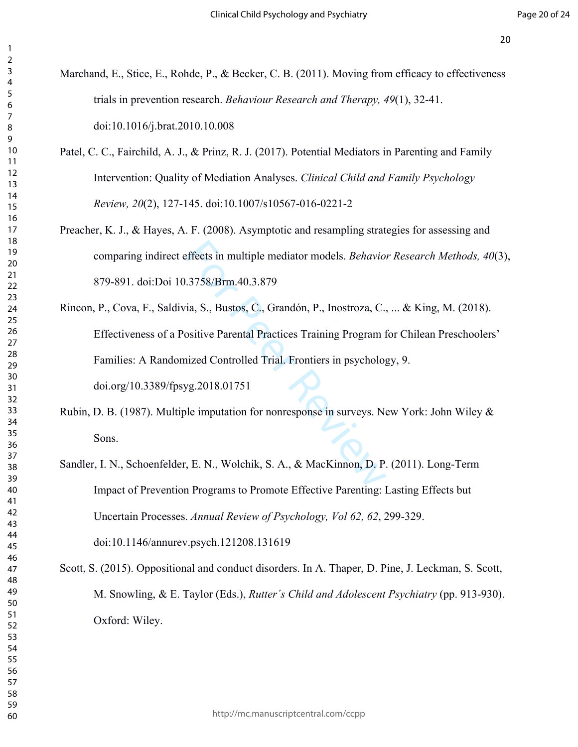Marchand, E., Stice, E., Rohde, P., & Becker, C. B. (2011). Moving from efficacy to effectiveness trials in prevention research. *Behaviour Research and Therapy, 49*(1), 32-41. doi:10.1016/j.brat.2010.10.008

Patel, C. C., Fairchild, A. J., & Prinz, R. J. (2017). Potential Mediators in Parenting and Family Intervention: Quality of Mediation Analyses. *Clinical Child and Family Psychology Review, 20*(2), 127-145. doi:10.1007/s10567-016-0221-2

Preacher, K. J., & Hayes, A. F. (2008). Asymptotic and resampling strategies for assessing and comparing indirect effects in multiple mediator models. *Behavior Research Methods, 40*(3), 879-891. doi:Doi 10.3758/Brm.40.3.879

Rincon, P., Cova, F., Saldivia, S., Bustos, C., Grandón, P., Inostroza, C., ... & King, M. (2018). Effectiveness of a Positive Parental Practices Training Program for Chilean Preschoolers' Families: A Randomized Controlled Trial. Frontiers in psychology, 9. doi.org/10.3389/fpsyg.2018.01751

Rubin, D. B. (1987). Multiple imputation for nonresponse in surveys. New York: John Wiley & Sons.

Sandler, I. N., Schoenfelder, E. N., Wolchik, S. A., & MacKinnon, D. P. (2011). Long-Term Impact of Prevention Programs to Promote Effective Parenting: Lasting Effects but Uncertain Processes. *Annual Review of Psychology, Vol 62, 62*, 299-329. doi:10.1146/annurev.psych.121208.131619

Scott, S. (2015). Oppositional and conduct disorders. In A. Thaper, D. Pine, J. Leckman, S. Scott, M. Snowling, & E. Taylor (Eds.), *Rutter´s Child and Adolescent Psychiatry* (pp. 913-930). Oxford: Wiley.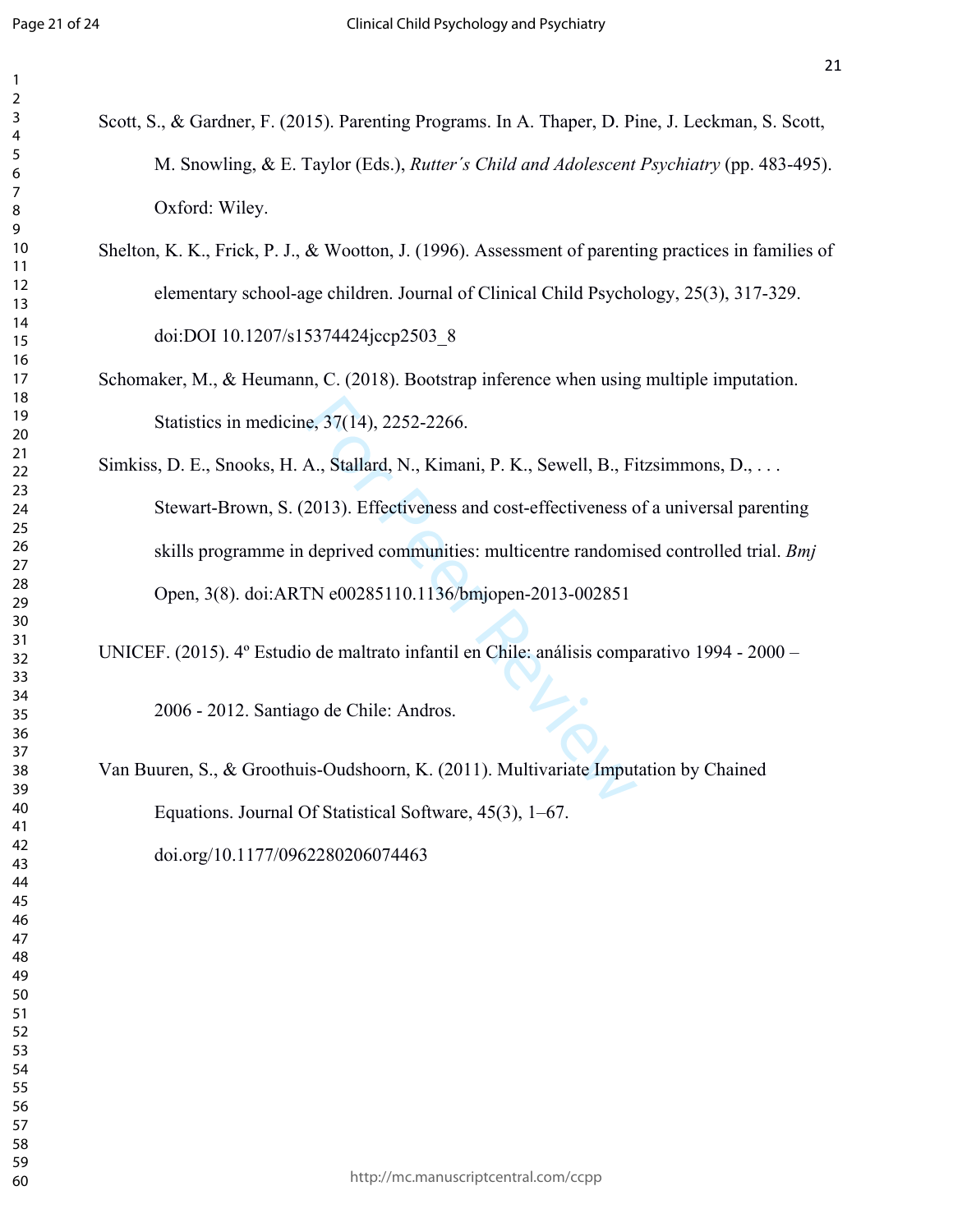Scott, S., & Gardner, F. (2015). Parenting Programs. In A. Thaper, D. Pine, J. Leckman, S. Scott, M. Snowling, & E. Taylor (Eds.), *Rutter´s Child and Adolescent Psychiatry* (pp. 483-495). Oxford: Wiley.

Shelton, K. K., Frick, P. J., & Wootton, J. (1996). Assessment of parenting practices in families of elementary school-age children. Journal of Clinical Child Psychology, 25(3), 317-329. doi:DOI 10.1207/s15374424jccp2503_8

Schomaker, M., & Heumann, C. (2018). Bootstrap inference when using multiple imputation. Statistics in medicine, 37(14), 2252-2266.

Simkiss, D. E., Snooks, H. A., Stallard, N., Kimani, P. K., Sewell, B., Fitzsimmons, D., . . . Stewart-Brown, S. (2013). Effectiveness and cost-effectiveness of a universal parenting skills programme in deprived communities: multicentre randomised controlled trial. *Bmj* Open, 3(8). doi:ARTN e00285110.1136/bmjopen-2013-002851

UNICEF. (2015). 4º Estudio de maltrato infantil en Chile: análisis comparativo 1994 - 2000 – 2006 - 2012. Santiago de Chile: Andros.

Van Buuren, S., & Groothuis-Oudshoorn, K. (2011). Multivariate Imputation by Chained Equations. Journal Of Statistical Software, 45(3), 1–67. doi.org/10.1177/0962280206074463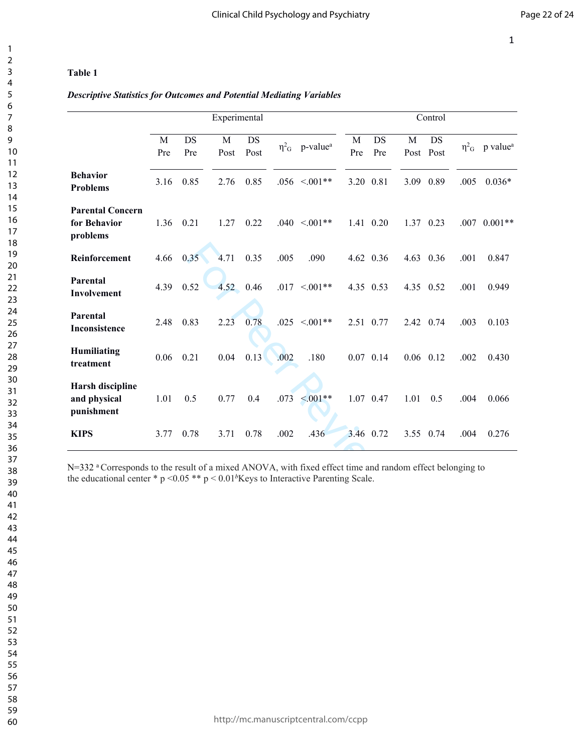**Table 1**

***Descriptive Statistics for Outcomes and Potential Mediating Variables***

| | Experimental | | | | | | Control | | | | | |
|---|---|---|---|---|---|---|---|---|---|---|---|---|
| | M Pre | DS Pre | M Post | DS Post | $\eta^2_G$ | p-value[a] | M Pre | DS Pre | M Post | DS Post | $\eta^2_G$ | p value[a] |
| **Behavior Problems** | 3.16 | 0.85 | 2.76 | 0.85 | .056 | <.001** | 3.20 | 0.81 | 3.09 | 0.89 | .005 | 0.036* |
| **Parental Concern for Behavior problems** | 1.36 | 0.21 | 1.27 | 0.22 | .040 | <.001** | 1.41 | 0.20 | 1.37 | 0.23 | .007 | 0.001** |
| **Reinforcement** | 4.66 | 0.35 | 4.71 | 0.35 | .005 | .090 | 4.62 | 0.36 | 4.63 | 0.36 | .001 | 0.847 |
| **Parental Involvement** | 4.39 | 0.52 | 4.52 | 0.46 | .017 | <.001** | 4.35 | 0.53 | 4.35 | 0.52 | .001 | 0.949 |
| **Parental Inconsistence** | 2.48 | 0.83 | 2.23 | 0.78 | .025 | <.001** | 2.51 | 0.77 | 2.42 | 0.74 | .003 | 0.103 |
| **Humiliating treatment** | 0.06 | 0.21 | 0.04 | 0.13 | .002 | .180 | 0.07 | 0.14 | 0.06 | 0.12 | .002 | 0.430 |
| **Harsh discipline and physical punishment** | 1.01 | 0.5 | 0.77 | 0.4 | .073 | <.001** | 1.07 | 0.47 | 1.01 | 0.5 | .004 | 0.066 |
| **KIPS** | 3.77 | 0.78 | 3.71 | 0.78 | .002 | .436 | 3.46 | 0.72 | 3.55 | 0.74 | .004 | 0.276 |

N=332 [a] Corresponds to the result of a mixed ANOVA, with fixed effect time and random effect belonging to the educational center * p <0.05 ** p < 0.01 [b] Keys to Interactive Parenting Scale.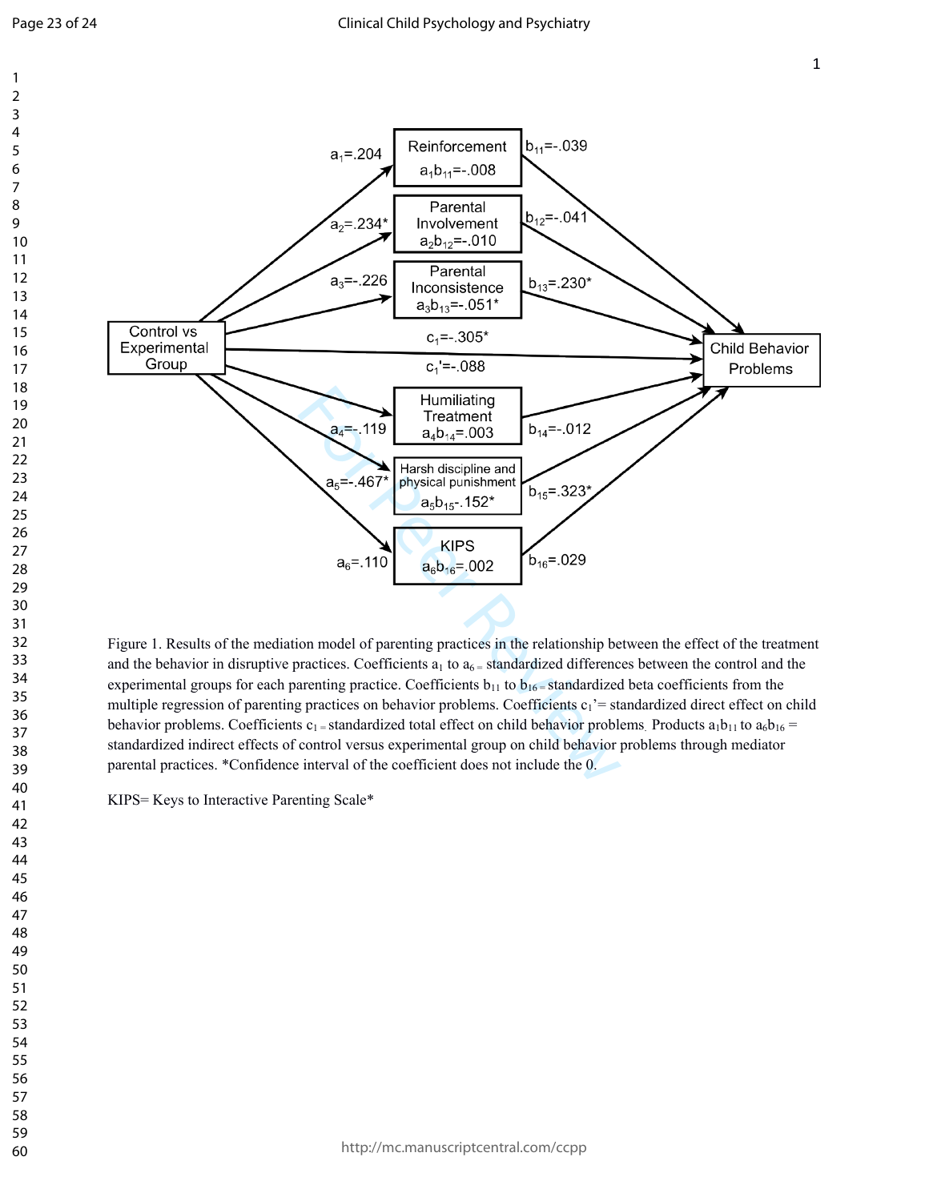Figure 1. Results of the mediation model of parenting practices in the relationship between the effect of the treatment and the behavior in disruptive practices. Coefficients $a_1$ to $a_6$ = standardized differences between the control and the experimental groups for each parenting practice. Coefficients $b_{11}$ to $b_{16}$ = standardized beta coefficients from the multiple regression of parenting practices on behavior problems. Coefficients $c_1$'= standardized direct effect on child behavior problems. Coefficients $c_1$ = standardized total effect on child behavior problems. Products $a_1b_{11}$ to $a_6b_{16}$ = standardized indirect effects of control versus experimental group on child behavior problems through mediator parental practices. *Confidence interval of the coefficient does not include the 0.

KIPS= Keys to Interactive Parenting Scale*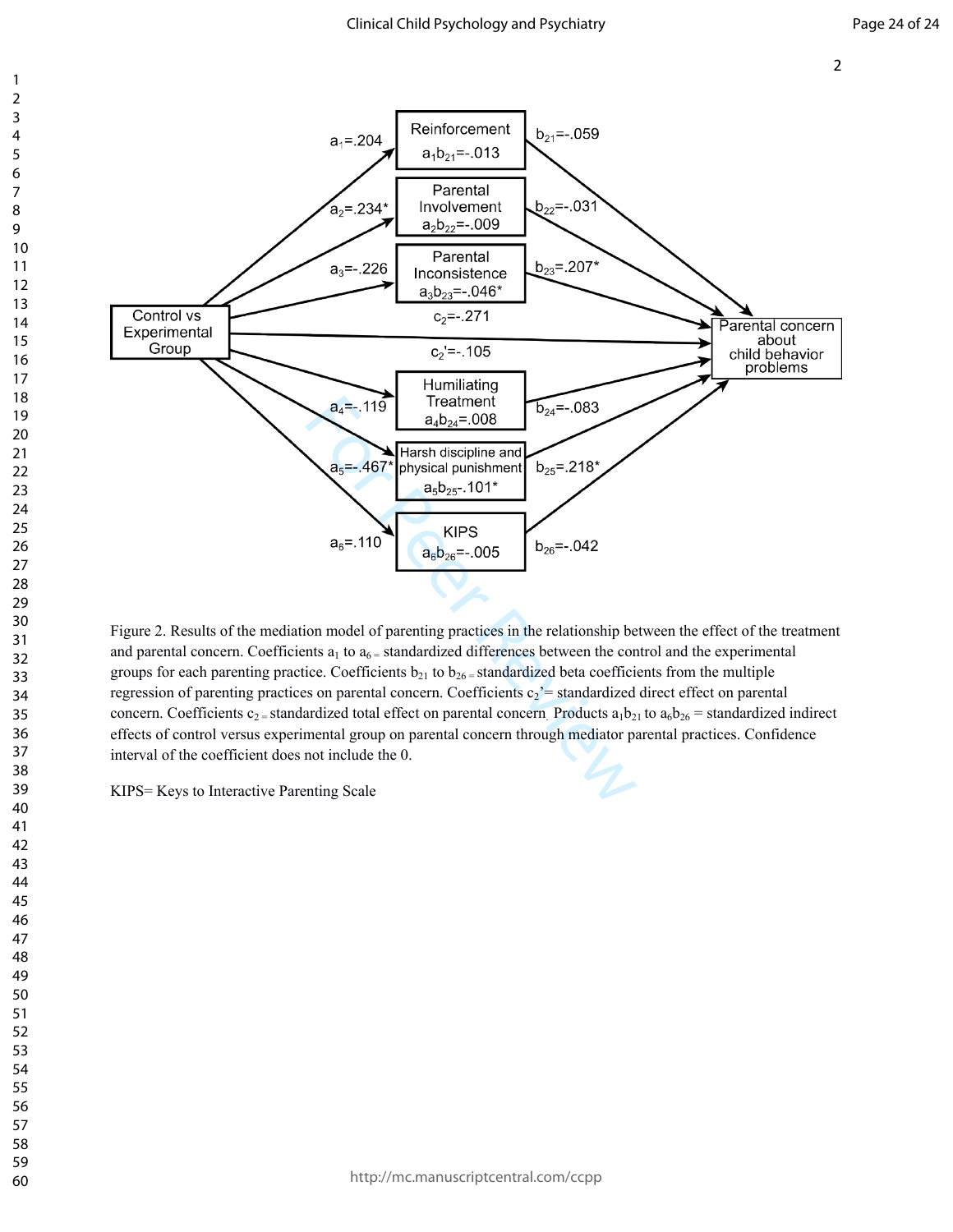Reinforcement

$a_1b_{21}$=-.013

Parental Involvement

$a_2b_{22}$=-.009

Parental Inconsistence

$a_3b_{23}$=-.046*

Humiliating Treatment

$a_4b_{24}$=.008

Harsh discipline and physical punishment

$a_5b_{25}$-.101*

KIPS

$a_6b_{26}$=-.005

Control vs Experimental Group

Parental concern about child behavior problems

$a_1$=.204

$a_2$=.234*

$a_3$=-.226

$a_4$=-.119

$a_5$=-.467*

$a_6$=.110

$b_{21}$=-.059

$b_{22}$=-.031

$b_{23}$=.207*

$b_{24}$=-.083

$b_{25}$=.218*

$b_{26}$=-.042

$c_2$=-.271

$c_2$'=-.105

Figure 2. Results of the mediation model of parenting practices in the relationship between the effect of the treatment and parental concern. Coefficients $a_1$ to $a_6$ = standardized differences between the control and the experimental groups for each parenting practice. Coefficients $b_{21}$ to $b_{26}$ = standardized beta coefficients from the multiple regression of parenting practices on parental concern. Coefficients $c_2$'= standardized direct effect on parental concern. Coefficients $c_2$ = standardized total effect on parental concern. Products $a_1b_{21}$ to $a_6b_{26}$ = standardized indirect effects of control versus experimental group on parental concern through mediator parental practices. Confidence interval of the coefficient does not include the 0.

KIPS= Keys to Interactive Parenting Scale